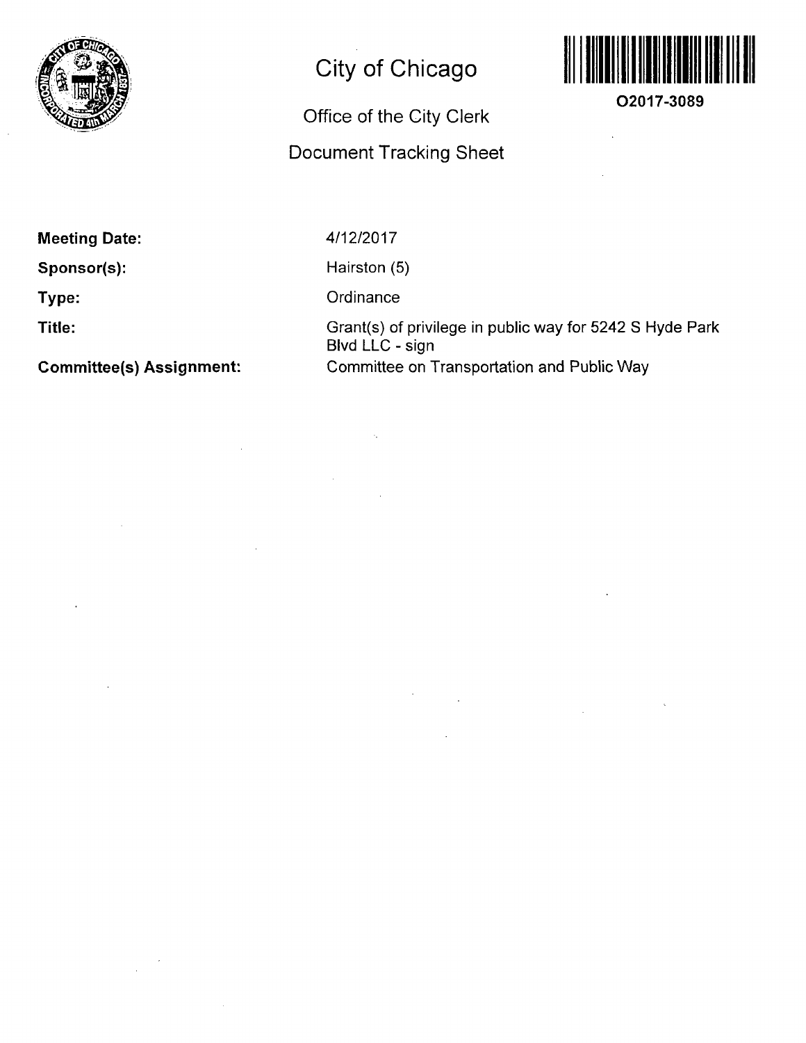# City of Chicago

## Office of the City Clerk

## Document Tracking Sheet

O2017-3089

**Meeting Date:** 4/12/2017

**Sponsor(s):** Hairston (5)

**Type:** Ordinance

**Title:** Grant(s) of privilege in public way for 5242 S Hyde Park Blvd LLC - sign

**Committee(s) Assignment:** Committee on Transportation and Public Way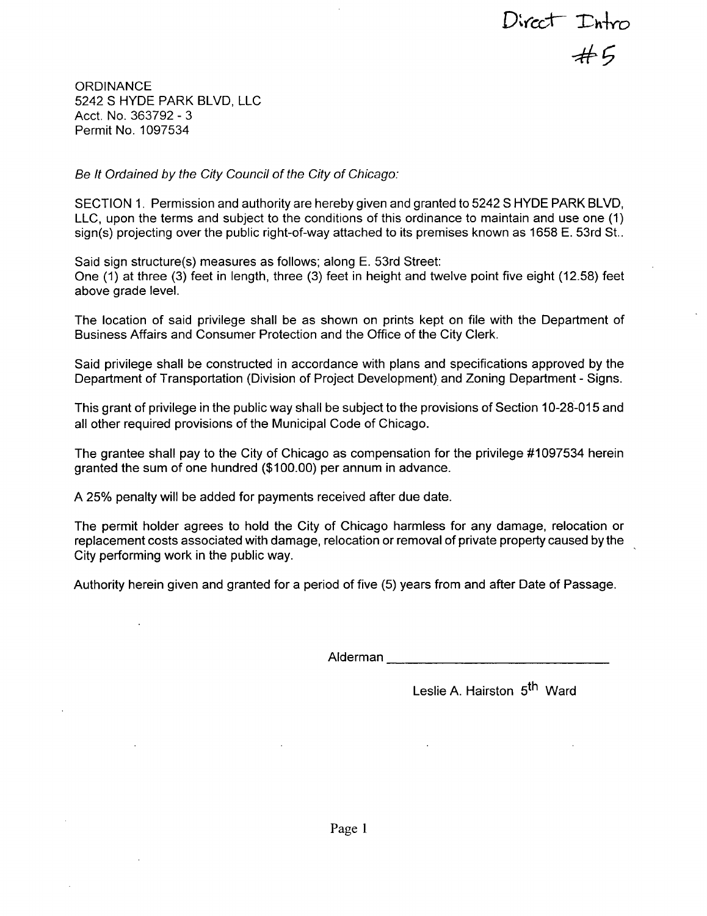Direct Intro #5

ORDINANCE
5242 S HYDE PARK BLVD, LLC
Acct. No. 363792 - 3
Permit No. 1097534

*Be It Ordained by the City Council of the City of Chicago:*

SECTION 1. Permission and authority are hereby given and granted to 5242 S HYDE PARK BLVD, LLC, upon the terms and subject to the conditions of this ordinance to maintain and use one (1) sign(s) projecting over the public right-of-way attached to its premises known as 1658 E. 53rd St..

Said sign structure(s) measures as follows; along E. 53rd Street:
One (1) at three (3) feet in length, three (3) feet in height and twelve point five eight (12.58) feet above grade level.

The location of said privilege shall be as shown on prints kept on file with the Department of Business Affairs and Consumer Protection and the Office of the City Clerk.

Said privilege shall be constructed in accordance with plans and specifications approved by the Department of Transportation (Division of Project Development) and Zoning Department - Signs.

This grant of privilege in the public way shall be subject to the provisions of Section 10-28-015 and all other required provisions of the Municipal Code of Chicago.

The grantee shall pay to the City of Chicago as compensation for the privilege #1097534 herein granted the sum of one hundred ($100.00) per annum in advance.

A 25% penalty will be added for payments received after due date.

The permit holder agrees to hold the City of Chicago harmless for any damage, relocation or replacement costs associated with damage, relocation or removal of private property caused by the City performing work in the public way.

Authority herein given and granted for a period of five (5) years from and after Date of Passage.

Alderman ______________________________

Leslie A. Hairston 5th Ward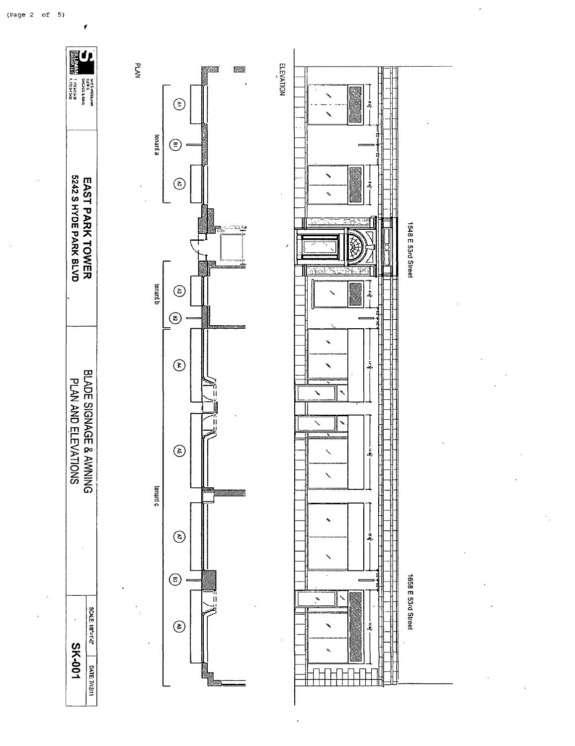ELEVATION

1648 E 53rd Street

1658 E 53rd Street

PLAN

tenant a

tenant b

tenant c

A1

B1

A2

A3

B2

A4

A5

A7

B3

A8

SILLMAN GROUP LLC

# EAST PARK TOWER
## 5242 S HYDE PARK BLVD

BLADE SIGNAGE & AWNING
PLAN AND ELEVATIONS

SCALE: 1/8"=1'-0"

DATE: 7/12/11

SK-001